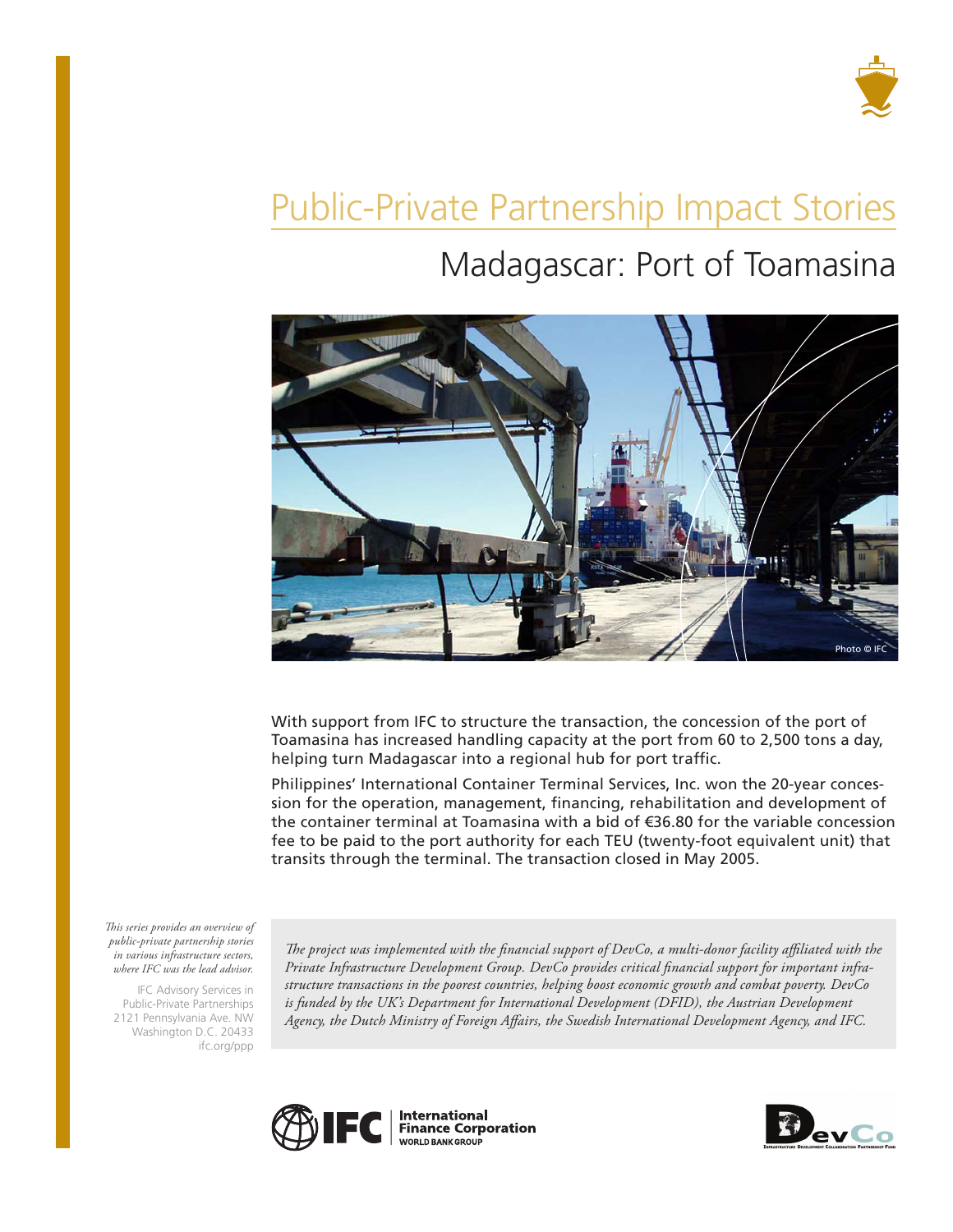# Public-Private Partnership Impact Stories

## Madagascar: Port of Toamasina

Photo © IFC

With support from IFC to structure the transaction, the concession of the port of Toamasina has increased handling capacity at the port from 60 to 2,500 tons a day, helping turn Madagascar into a regional hub for port traffic.

Philippines' International Container Terminal Services, Inc. won the 20-year concession for the operation, management, financing, rehabilitation and development of the container terminal at Toamasina with a bid of €36.80 for the variable concession fee to be paid to the port authority for each TEU (twenty-foot equivalent unit) that transits through the terminal. The transaction closed in May 2005.

*This series provides an overview of public-private partnership stories in various infrastructure sectors, where IFC was the lead advisor.*

IFC Advisory Services in Public-Private Partnerships
2121 Pennsylvania Ave. NW
Washington D.C. 20433
ifc.org/ppp

*The project was implemented with the financial support of DevCo, a multi-donor facility affiliated with the Private Infrastructure Development Group. DevCo provides critical financial support for important infrastructure transactions in the poorest countries, helping boost economic growth and combat poverty. DevCo is funded by the UK's Department for International Development (DFID), the Austrian Development Agency, the Dutch Ministry of Foreign Affairs, the Swedish International Development Agency, and IFC.*

IFC International Finance Corporation WORLD BANK GROUP

DevCo Infrastructure Development Collaboration Partnership Fund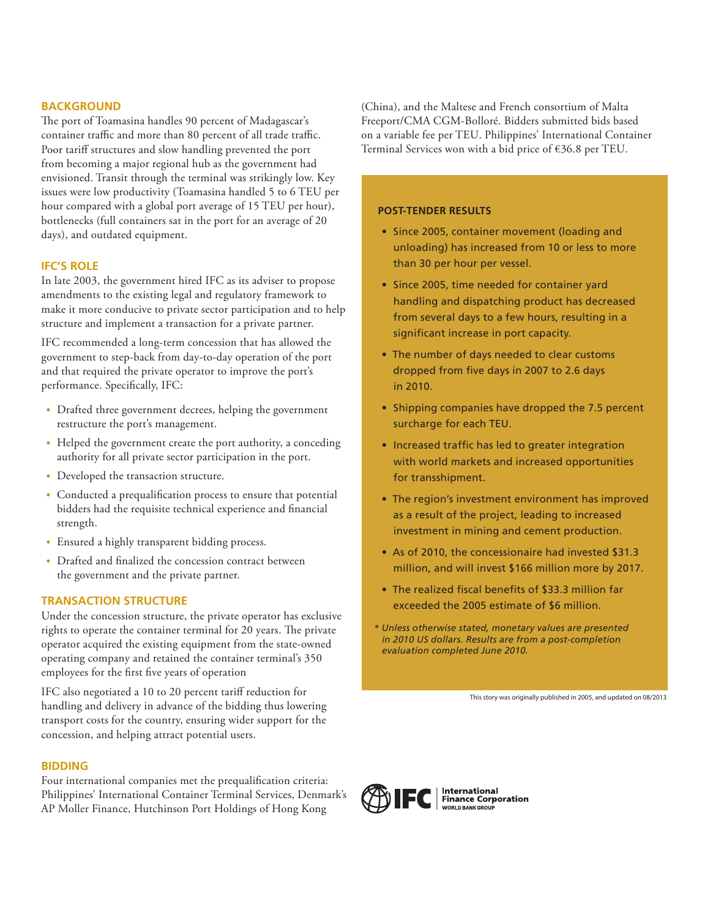## BACKGROUND

The port of Toamasina handles 90 percent of Madagascar's container traffic and more than 80 percent of all trade traffic. Poor tariff structures and slow handling prevented the port from becoming a major regional hub as the government had envisioned. Transit through the terminal was strikingly low. Key issues were low productivity (Toamasina handled 5 to 6 TEU per hour compared with a global port average of 15 TEU per hour), bottlenecks (full containers sat in the port for an average of 20 days), and outdated equipment.

## IFC'S ROLE

In late 2003, the government hired IFC as its adviser to propose amendments to the existing legal and regulatory framework to make it more conducive to private sector participation and to help structure and implement a transaction for a private partner.

IFC recommended a long-term concession that has allowed the government to step-back from day-to-day operation of the port and that required the private operator to improve the port's performance. Specifically, IFC:

- Drafted three government decrees, helping the government restructure the port's management.
- Helped the government create the port authority, a conceding authority for all private sector participation in the port.
- Developed the transaction structure.
- Conducted a prequalification process to ensure that potential bidders had the requisite technical experience and financial strength.
- Ensured a highly transparent bidding process.
- Drafted and finalized the concession contract between the government and the private partner.

## TRANSACTION STRUCTURE

Under the concession structure, the private operator has exclusive rights to operate the container terminal for 20 years. The private operator acquired the existing equipment from the state-owned operating company and retained the container terminal's 350 employees for the first five years of operation

IFC also negotiated a 10 to 20 percent tariff reduction for handling and delivery in advance of the bidding thus lowering transport costs for the country, ensuring wider support for the concession, and helping attract potential users.

## BIDDING

Four international companies met the prequalification criteria: Philippines' International Container Terminal Services, Denmark's AP Moller Finance, Hutchinson Port Holdings of Hong Kong (China), and the Maltese and French consortium of Malta Freeport/CMA CGM-Bolloré. Bidders submitted bids based on a variable fee per TEU. Philippines' International Container Terminal Services won with a bid price of €36.8 per TEU.

### POST-TENDER RESULTS

- Since 2005, container movement (loading and unloading) has increased from 10 or less to more than 30 per hour per vessel.
- Since 2005, time needed for container yard handling and dispatching product has decreased from several days to a few hours, resulting in a significant increase in port capacity.
- The number of days needed to clear customs dropped from five days in 2007 to 2.6 days in 2010.
- Shipping companies have dropped the 7.5 percent surcharge for each TEU.
- Increased traffic has led to greater integration with world markets and increased opportunities for transshipment.
- The region's investment environment has improved as a result of the project, leading to increased investment in mining and cement production.
- As of 2010, the concessionaire had invested $31.3 million, and will invest $166 million more by 2017.
- The realized fiscal benefits of $33.3 million far exceeded the 2005 estimate of $6 million.

*\* Unless otherwise stated, monetary values are presented in 2010 US dollars. Results are from a post-completion evaluation completed June 2010.*

This story was originally published in 2005, and updated on 08/2013

IFC International Finance Corporation WORLD BANK GROUP